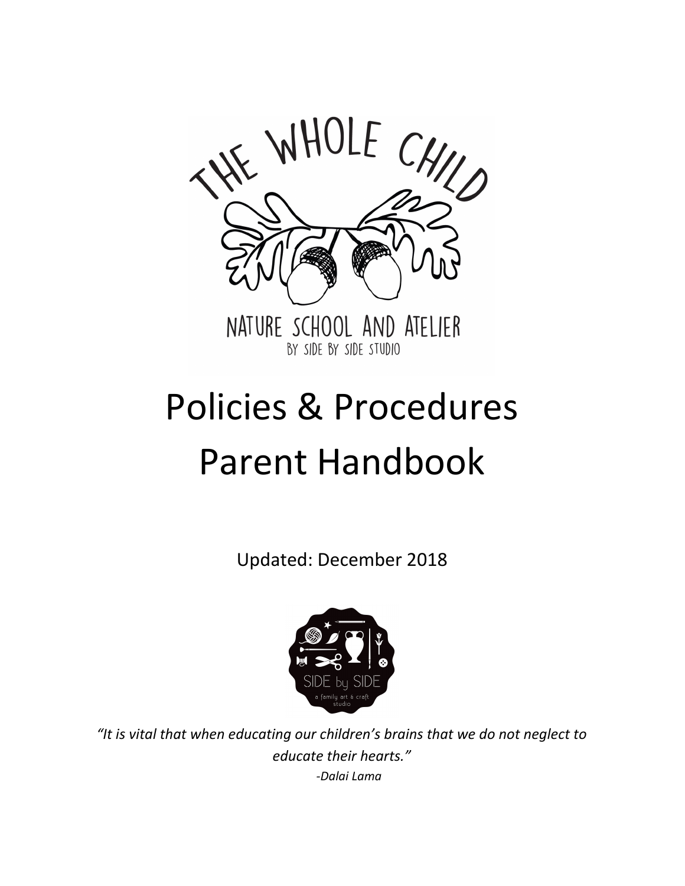THE WHOLE CHILD

NATURE SCHOOL AND ATELIER
BY SIDE BY SIDE STUDIO

# Policies & Procedures Parent Handbook

Updated: December 2018

SIDE by SIDE
a family art & craft studio

*"It is vital that when educating our children's brains that we do not neglect to educate their hearts."*
*-Dalai Lama*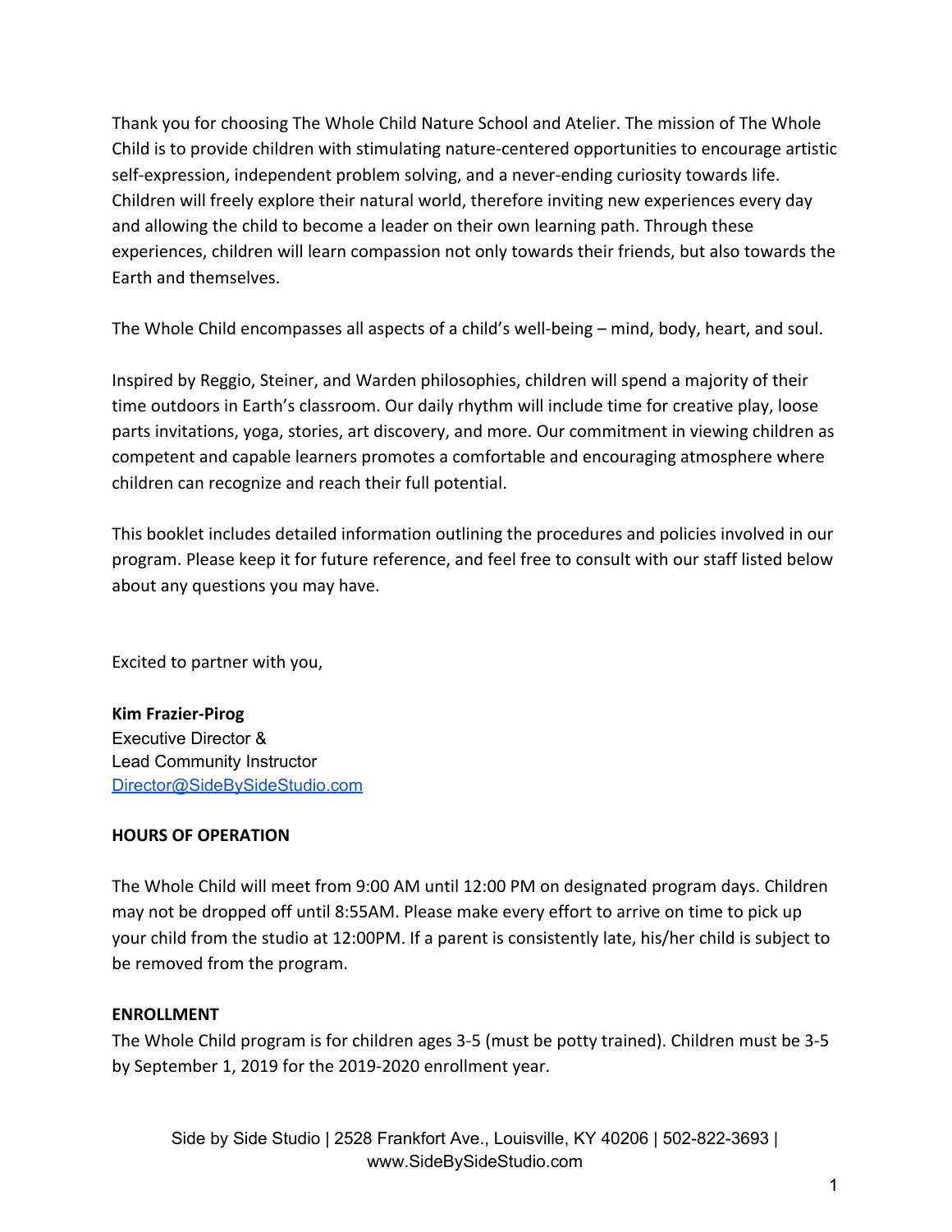Thank you for choosing The Whole Child Nature School and Atelier. The mission of The Whole Child is to provide children with stimulating nature-centered opportunities to encourage artistic self-expression, independent problem solving, and a never-ending curiosity towards life. Children will freely explore their natural world, therefore inviting new experiences every day and allowing the child to become a leader on their own learning path. Through these experiences, children will learn compassion not only towards their friends, but also towards the Earth and themselves.

The Whole Child encompasses all aspects of a child's well-being – mind, body, heart, and soul.

Inspired by Reggio, Steiner, and Warden philosophies, children will spend a majority of their time outdoors in Earth's classroom. Our daily rhythm will include time for creative play, loose parts invitations, yoga, stories, art discovery, and more. Our commitment in viewing children as competent and capable learners promotes a comfortable and encouraging atmosphere where children can recognize and reach their full potential.

This booklet includes detailed information outlining the procedures and policies involved in our program. Please keep it for future reference, and feel free to consult with our staff listed below about any questions you may have.

Excited to partner with you,

**Kim Frazier-Pirog**
Executive Director &
Lead Community Instructor
Director@SideBySideStudio.com

**HOURS OF OPERATION**

The Whole Child will meet from 9:00 AM until 12:00 PM on designated program days. Children may not be dropped off until 8:55AM. Please make every effort to arrive on time to pick up your child from the studio at 12:00PM. If a parent is consistently late, his/her child is subject to be removed from the program.

**ENROLLMENT**

The Whole Child program is for children ages 3-5 (must be potty trained). Children must be 3-5 by September 1, 2019 for the 2019-2020 enrollment year.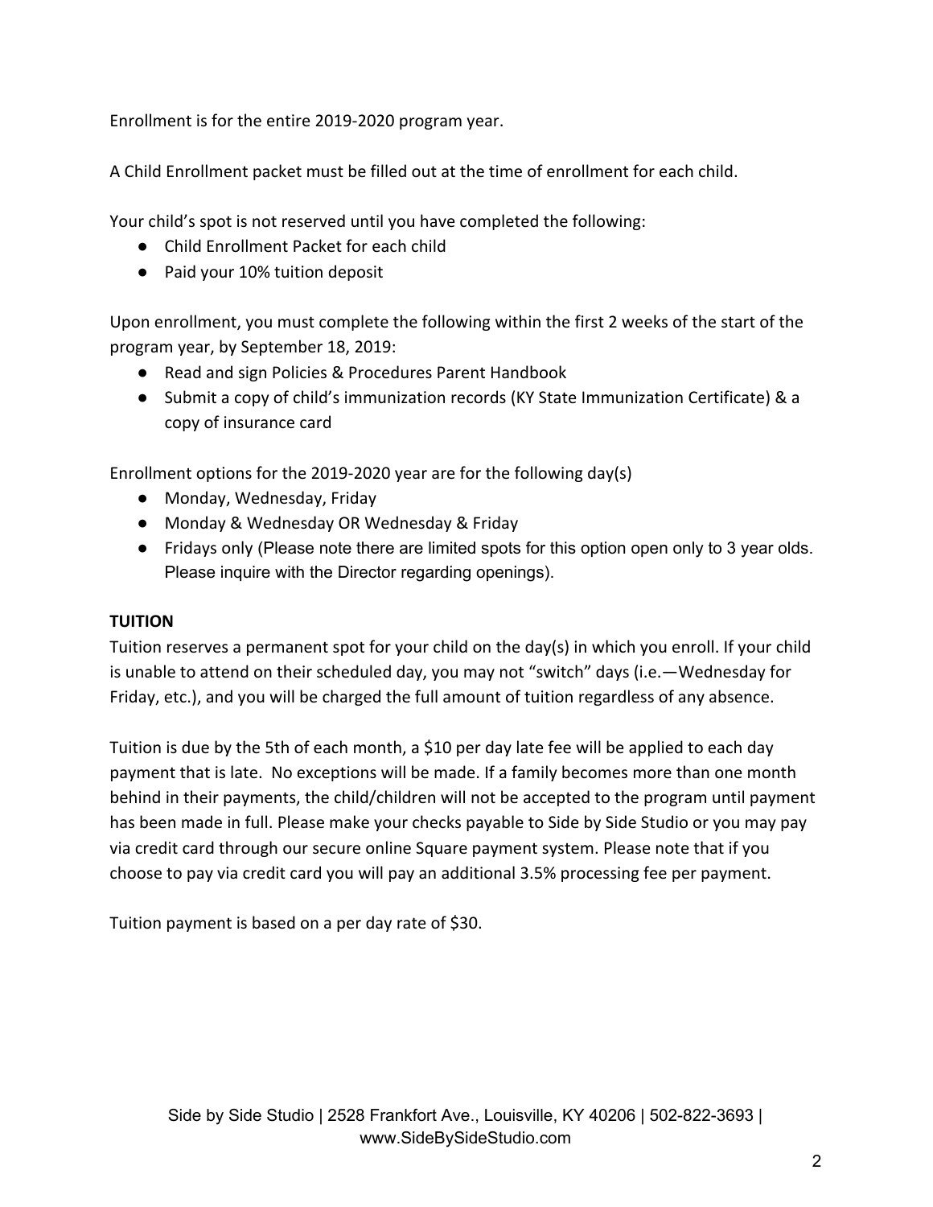Enrollment is for the entire 2019-2020 program year.

A Child Enrollment packet must be filled out at the time of enrollment for each child.

Your child's spot is not reserved until you have completed the following:

- Child Enrollment Packet for each child
- Paid your 10% tuition deposit

Upon enrollment, you must complete the following within the first 2 weeks of the start of the program year, by September 18, 2019:

- Read and sign Policies & Procedures Parent Handbook
- Submit a copy of child's immunization records (KY State Immunization Certificate) & a copy of insurance card

Enrollment options for the 2019-2020 year are for the following day(s)

- Monday, Wednesday, Friday
- Monday & Wednesday OR Wednesday & Friday
- Fridays only (Please note there are limited spots for this option open only to 3 year olds. Please inquire with the Director regarding openings).

**TUITION**

Tuition reserves a permanent spot for your child on the day(s) in which you enroll. If your child is unable to attend on their scheduled day, you may not "switch" days (i.e.—Wednesday for Friday, etc.), and you will be charged the full amount of tuition regardless of any absence.

Tuition is due by the 5th of each month, a $10 per day late fee will be applied to each day payment that is late. No exceptions will be made. If a family becomes more than one month behind in their payments, the child/children will not be accepted to the program until payment has been made in full. Please make your checks payable to Side by Side Studio or you may pay via credit card through our secure online Square payment system. Please note that if you choose to pay via credit card you will pay an additional 3.5% processing fee per payment.

Tuition payment is based on a per day rate of $30.

Side by Side Studio | 2528 Frankfort Ave., Louisville, KY 40206 | 502-822-3693 | www.SideBySideStudio.com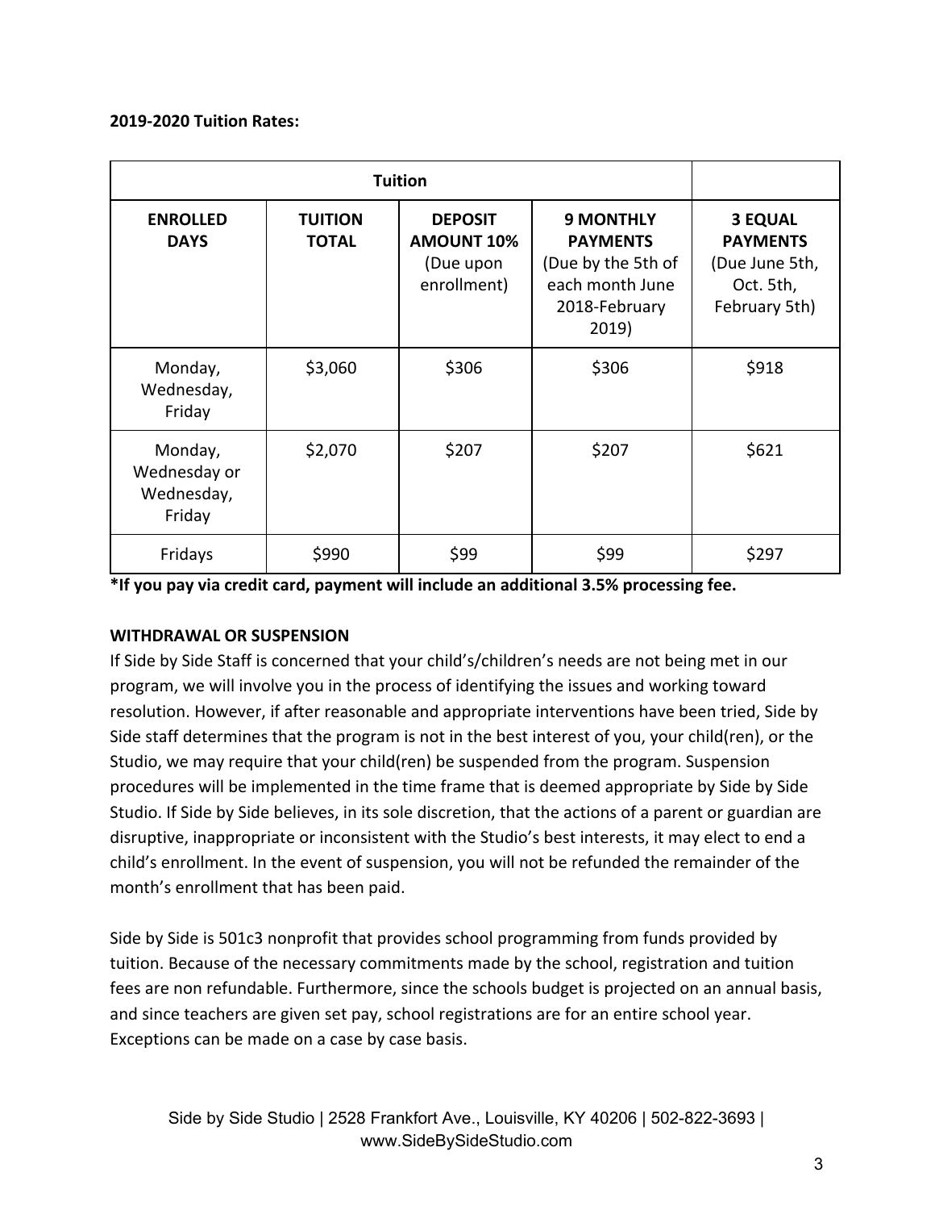**2019-2020 Tuition Rates:**

| Tuition | | | | |
|---|---|---|---|---|
| **ENROLLED DAYS** | **TUITION TOTAL** | **DEPOSIT AMOUNT 10%** (Due upon enrollment) | **9 MONTHLY PAYMENTS** (Due by the 5th of each month June 2018-February 2019) | **3 EQUAL PAYMENTS** (Due June 5th, Oct. 5th, February 5th) |
| Monday, Wednesday, Friday | $3,060 | $306 | $306 | $918 |
| Monday, Wednesday or Wednesday, Friday | $2,070 | $207 | $207 | $621 |
| Fridays | $990 | $99 | $99 | $297 |

**\*If you pay via credit card, payment will include an additional 3.5% processing fee.**

**WITHDRAWAL OR SUSPENSION**

If Side by Side Staff is concerned that your child's/children's needs are not being met in our program, we will involve you in the process of identifying the issues and working toward resolution. However, if after reasonable and appropriate interventions have been tried, Side by Side staff determines that the program is not in the best interest of you, your child(ren), or the Studio, we may require that your child(ren) be suspended from the program. Suspension procedures will be implemented in the time frame that is deemed appropriate by Side by Side Studio. If Side by Side believes, in its sole discretion, that the actions of a parent or guardian are disruptive, inappropriate or inconsistent with the Studio's best interests, it may elect to end a child's enrollment. In the event of suspension, you will not be refunded the remainder of the month's enrollment that has been paid.

Side by Side is 501c3 nonprofit that provides school programming from funds provided by tuition. Because of the necessary commitments made by the school, registration and tuition fees are non refundable. Furthermore, since the schools budget is projected on an annual basis, and since teachers are given set pay, school registrations are for an entire school year. Exceptions can be made on a case by case basis.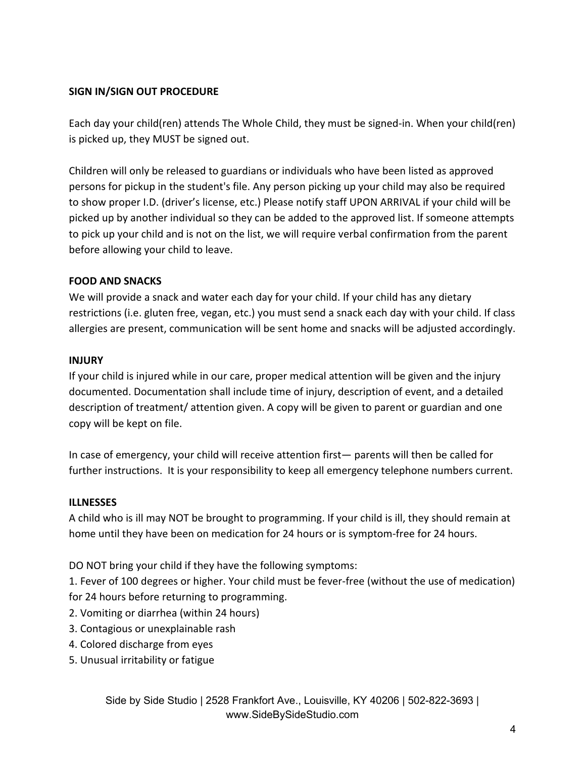**SIGN IN/SIGN OUT PROCEDURE**

Each day your child(ren) attends The Whole Child, they must be signed-in. When your child(ren) is picked up, they MUST be signed out.

Children will only be released to guardians or individuals who have been listed as approved persons for pickup in the student's file. Any person picking up your child may also be required to show proper I.D. (driver's license, etc.) Please notify staff UPON ARRIVAL if your child will be picked up by another individual so they can be added to the approved list. If someone attempts to pick up your child and is not on the list, we will require verbal confirmation from the parent before allowing your child to leave.

**FOOD AND SNACKS**

We will provide a snack and water each day for your child. If your child has any dietary restrictions (i.e. gluten free, vegan, etc.) you must send a snack each day with your child. If class allergies are present, communication will be sent home and snacks will be adjusted accordingly.

**INJURY**

If your child is injured while in our care, proper medical attention will be given and the injury documented. Documentation shall include time of injury, description of event, and a detailed description of treatment/ attention given. A copy will be given to parent or guardian and one copy will be kept on file.

In case of emergency, your child will receive attention first— parents will then be called for further instructions. It is your responsibility to keep all emergency telephone numbers current.

**ILLNESSES**

A child who is ill may NOT be brought to programming. If your child is ill, they should remain at home until they have been on medication for 24 hours or is symptom-free for 24 hours.

DO NOT bring your child if they have the following symptoms:

1. Fever of 100 degrees or higher. Your child must be fever-free (without the use of medication) for 24 hours before returning to programming.
2. Vomiting or diarrhea (within 24 hours)
3. Contagious or unexplainable rash
4. Colored discharge from eyes
5. Unusual irritability or fatigue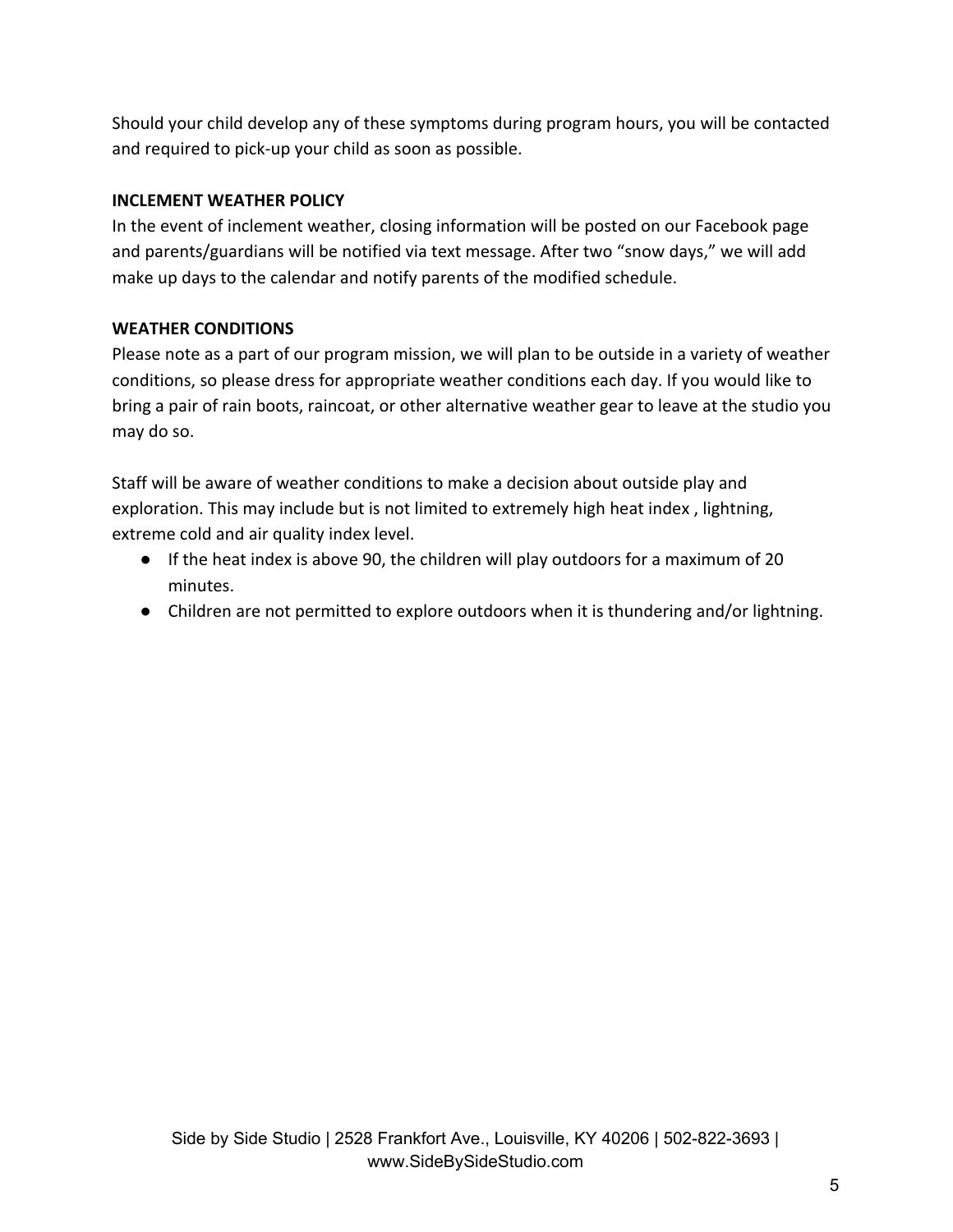Should your child develop any of these symptoms during program hours, you will be contacted and required to pick-up your child as soon as possible.

**INCLEMENT WEATHER POLICY**

In the event of inclement weather, closing information will be posted on our Facebook page and parents/guardians will be notified via text message. After two “snow days,” we will add make up days to the calendar and notify parents of the modified schedule.

**WEATHER CONDITIONS**

Please note as a part of our program mission, we will plan to be outside in a variety of weather conditions, so please dress for appropriate weather conditions each day. If you would like to bring a pair of rain boots, raincoat, or other alternative weather gear to leave at the studio you may do so.

Staff will be aware of weather conditions to make a decision about outside play and exploration. This may include but is not limited to extremely high heat index , lightning, extreme cold and air quality index level.

- If the heat index is above 90, the children will play outdoors for a maximum of 20 minutes.
- Children are not permitted to explore outdoors when it is thundering and/or lightning.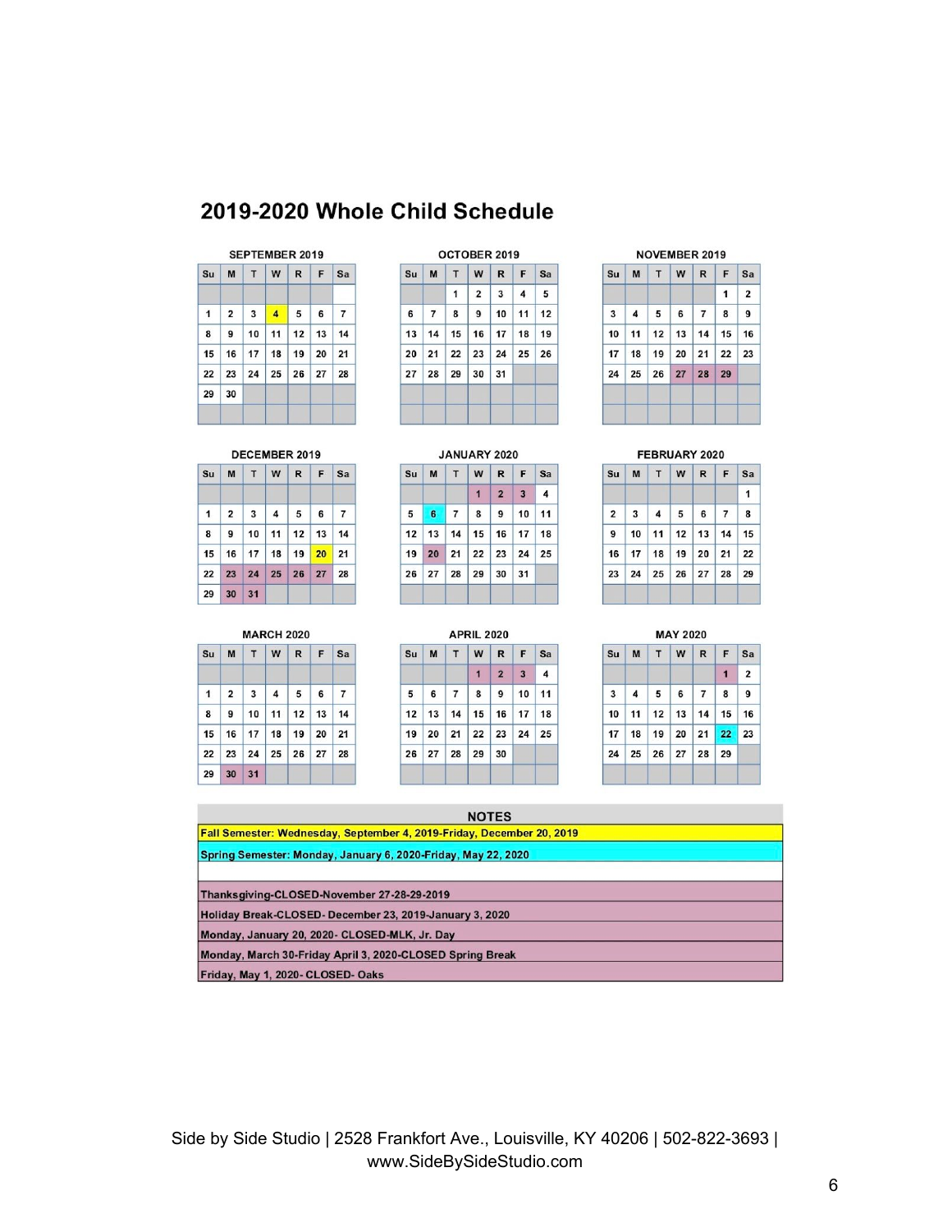# 2019-2020 Whole Child Schedule

**SEPTEMBER 2019**

| Su | M | T | W | R | F | Sa |
|---|---|---|---|---|---|---|
| | | | | | | |
| 1 | 2 | 3 | 4 | 5 | 6 | 7 |
| 8 | 9 | 10 | 11 | 12 | 13 | 14 |
| 15 | 16 | 17 | 18 | 19 | 20 | 21 |
| 22 | 23 | 24 | 25 | 26 | 27 | 28 |
| 29 | 30 | | | | | |

**OCTOBER 2019**

| Su | M | T | W | R | F | Sa |
|---|---|---|---|---|---|---|
| | | 1 | 2 | 3 | 4 | 5 |
| 6 | 7 | 8 | 9 | 10 | 11 | 12 |
| 13 | 14 | 15 | 16 | 17 | 18 | 19 |
| 20 | 21 | 22 | 23 | 24 | 25 | 26 |
| 27 | 28 | 29 | 30 | 31 | | |

**NOVEMBER 2019**

| Su | M | T | W | R | F | Sa |
|---|---|---|---|---|---|---|
| | | | | | 1 | 2 |
| 3 | 4 | 5 | 6 | 7 | 8 | 9 |
| 10 | 11 | 12 | 13 | 14 | 15 | 16 |
| 17 | 18 | 19 | 20 | 21 | 22 | 23 |
| 24 | 25 | 26 | 27 | 28 | 29 | |

**DECEMBER 2019**

| Su | M | T | W | R | F | Sa |
|---|---|---|---|---|---|---|
| | | | | | | |
| 1 | 2 | 3 | 4 | 5 | 6 | 7 |
| 8 | 9 | 10 | 11 | 12 | 13 | 14 |
| 15 | 16 | 17 | 18 | 19 | 20 | 21 |
| 22 | 23 | 24 | 25 | 26 | 27 | 28 |
| 29 | 30 | 31 | | | | |

**JANUARY 2020**

| Su | M | T | W | R | F | Sa |
|---|---|---|---|---|---|---|
| | | | 1 | 2 | 3 | 4 |
| 5 | 6 | 7 | 8 | 9 | 10 | 11 |
| 12 | 13 | 14 | 15 | 16 | 17 | 18 |
| 19 | 20 | 21 | 22 | 23 | 24 | 25 |
| 26 | 27 | 28 | 29 | 30 | 31 | |

**FEBRUARY 2020**

| Su | M | T | W | R | F | Sa |
|---|---|---|---|---|---|---|
| | | | | | | 1 |
| 2 | 3 | 4 | 5 | 6 | 7 | 8 |
| 9 | 10 | 11 | 12 | 13 | 14 | 15 |
| 16 | 17 | 18 | 19 | 20 | 21 | 22 |
| 23 | 24 | 25 | 26 | 27 | 28 | 29 |

**MARCH 2020**

| Su | M | T | W | R | F | Sa |
|---|---|---|---|---|---|---|
| | | | | | | |
| 1 | 2 | 3 | 4 | 5 | 6 | 7 |
| 8 | 9 | 10 | 11 | 12 | 13 | 14 |
| 15 | 16 | 17 | 18 | 19 | 20 | 21 |
| 22 | 23 | 24 | 25 | 26 | 27 | 28 |
| 29 | 30 | 31 | | | | |

**APRIL 2020**

| Su | M | T | W | R | F | Sa |
|---|---|---|---|---|---|---|
| | | | 1 | 2 | 3 | 4 |
| 5 | 6 | 7 | 8 | 9 | 10 | 11 |
| 12 | 13 | 14 | 15 | 16 | 17 | 18 |
| 19 | 20 | 21 | 22 | 23 | 24 | 25 |
| 26 | 27 | 28 | 29 | 30 | | |

**MAY 2020**

| Su | M | T | W | R | F | Sa |
|---|---|---|---|---|---|---|
| | | | | | 1 | 2 |
| 3 | 4 | 5 | 6 | 7 | 8 | 9 |
| 10 | 11 | 12 | 13 | 14 | 15 | 16 |
| 17 | 18 | 19 | 20 | 21 | 22 | 23 |
| 24 | 25 | 26 | 27 | 28 | 29 | |

| NOTES |
|---|
| Fall Semester: Wednesday, September 4, 2019-Friday, December 20, 2019 |
| Spring Semester: Monday, January 6, 2020-Friday, May 22, 2020 |
| |
| Thanksgiving-CLOSED-November 27-28-29-2019 |
| Holiday Break-CLOSED- December 23, 2019-January 3, 2020 |
| Monday, January 20, 2020- CLOSED-MLK, Jr. Day |
| Monday, March 30-Friday April 3, 2020-CLOSED Spring Break |
| Friday, May 1, 2020- CLOSED- Oaks |

Side by Side Studio | 2528 Frankfort Ave., Louisville, KY 40206 | 502-822-3693 | www.SideBySideStudio.com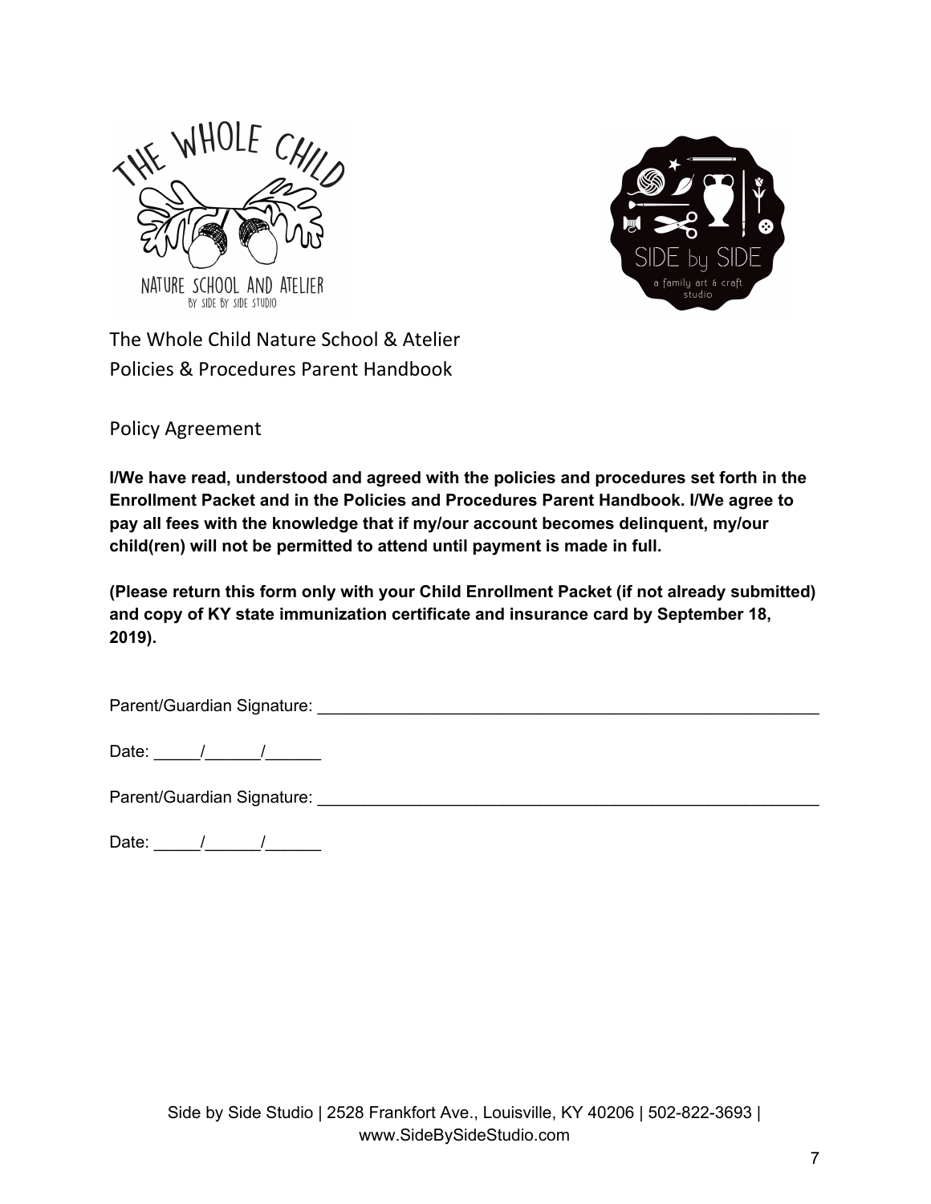The Whole Child Nature School & Atelier
Policies & Procedures Parent Handbook

Policy Agreement

**I/We have read, understood and agreed with the policies and procedures set forth in the Enrollment Packet and in the Policies and Procedures Parent Handbook. I/We agree to pay all fees with the knowledge that if my/our account becomes delinquent, my/our child(ren) will not be permitted to attend until payment is made in full.**

**(Please return this form only with your Child Enrollment Packet (if not already submitted) and copy of KY state immunization certificate and insurance card by September 18, 2019).**

Parent/Guardian Signature: ______________________________________________________

Date: _____/______/______

Parent/Guardian Signature: ______________________________________________________

Date: _____/______/______

Side by Side Studio | 2528 Frankfort Ave., Louisville, KY 40206 | 502-822-3693 | www.SideBySideStudio.com